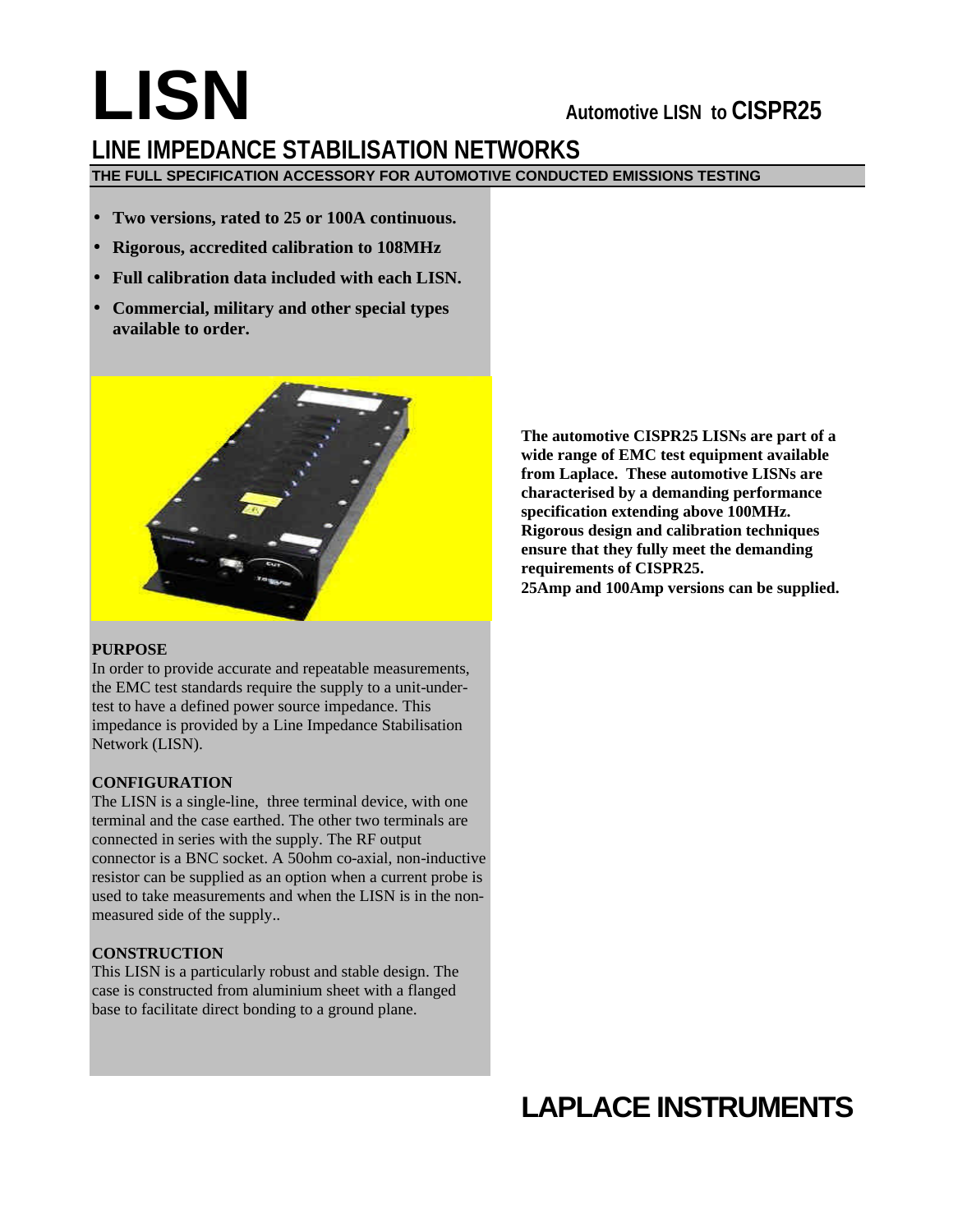# LISN

**Automotive LISN to CISPR25**

## LINE IMPEDANCE STABILISATION NETWORKS

**THE FULL SPECIFICATION ACCESSORY FOR AUTOMOTIVE CONDUCTED EMISSIONS TESTING**

- **Two versions, rated to 25 or 100A continuous.**
- **Rigorous, accredited calibration to 108MHz**
- **Full calibration data included with each LISN.**
- **Commercial, military and other special types available to order.**

**The automotive CISPR25 LISNs are part of a wide range of EMC test equipment available from Laplace. These automotive LISNs are characterised by a demanding performance specification extending above 100MHz. Rigorous design and calibration techniques ensure that they fully meet the demanding requirements of CISPR25.**
**25Amp and 100Amp versions can be supplied.**

### PURPOSE

In order to provide accurate and repeatable measurements, the EMC test standards require the supply to a unit-under-test to have a defined power source impedance. This impedance is provided by a Line Impedance Stabilisation Network (LISN).

### CONFIGURATION

The LISN is a single-line, three terminal device, with one terminal and the case earthed. The other two terminals are connected in series with the supply. The RF output connector is a BNC socket. A 50ohm co-axial, non-inductive resistor can be supplied as an option when a current probe is used to take measurements and when the LISN is in the non-measured side of the supply..

### CONSTRUCTION

This LISN is a particularly robust and stable design. The case is constructed from aluminium sheet with a flanged base to facilitate direct bonding to a ground plane.

## LAPLACE INSTRUMENTS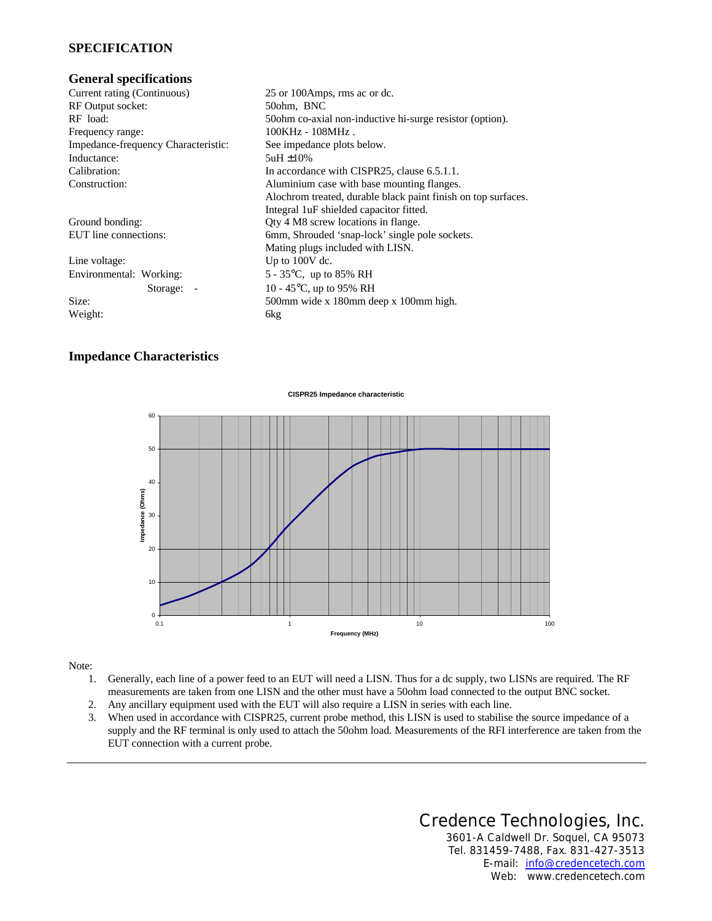## SPECIFICATION

### General specifications

| | |
|---|---|
| Current rating (Continuous) | 25 or 100Amps, rms ac or dc. |
| RF Output socket: | 50ohm, BNC |
| RF load: | 50ohm co-axial non-inductive hi-surge resistor (option). |
| Frequency range: | 100KHz - 108MHz . |
| Impedance-frequency Characteristic: | See impedance plots below. |
| Inductance: | 5uH ±10% |
| Calibration: | In accordance with CISPR25, clause 6.5.1.1. |
| Construction: | Aluminium case with base mounting flanges. Alochrom treated, durable black paint finish on top surfaces. Integral 1uF shielded capacitor fitted. |
| Ground bonding: | Qty 4 M8 screw locations in flange. |
| EUT line connections: | 6mm, Shrouded 'snap-lock' single pole sockets. Mating plugs included with LISN. |
| Line voltage: | Up to 100V dc. |
| Environmental: Working: | 5 - 35°C, up to 85% RH |
| Storage: - | 10 - 45°C, up to 95% RH |
| Size: | 500mm wide x 180mm deep x 100mm high. |
| Weight: | 6kg |

### Impedance Characteristics

CISPR25 Impedance characteristic

Impedance (Ohms)

0
10
20
30
40
50
60

0.1
1
10
100

Frequency (MHz)

Note:

1. Generally, each line of a power feed to an EUT will need a LISN. Thus for a dc supply, two LISNs are required. The RF measurements are taken from one LISN and the other must have a 50ohm load connected to the output BNC socket.
2. Any ancillary equipment used with the EUT will also require a LISN in series with each line.
3. When used in accordance with CISPR25, current probe method, this LISN is used to stabilise the source impedance of a supply and the RF terminal is only used to attach the 50ohm load. Measurements of the RFI interference are taken from the EUT connection with a current probe.

---

Credence Technologies, Inc.
3601-A Caldwell Dr. Soquel, CA 95073
Tel. 831459-7488, Fax. 831-427-3513
E-mail: info@credencetech.com
Web: www.credencetech.com